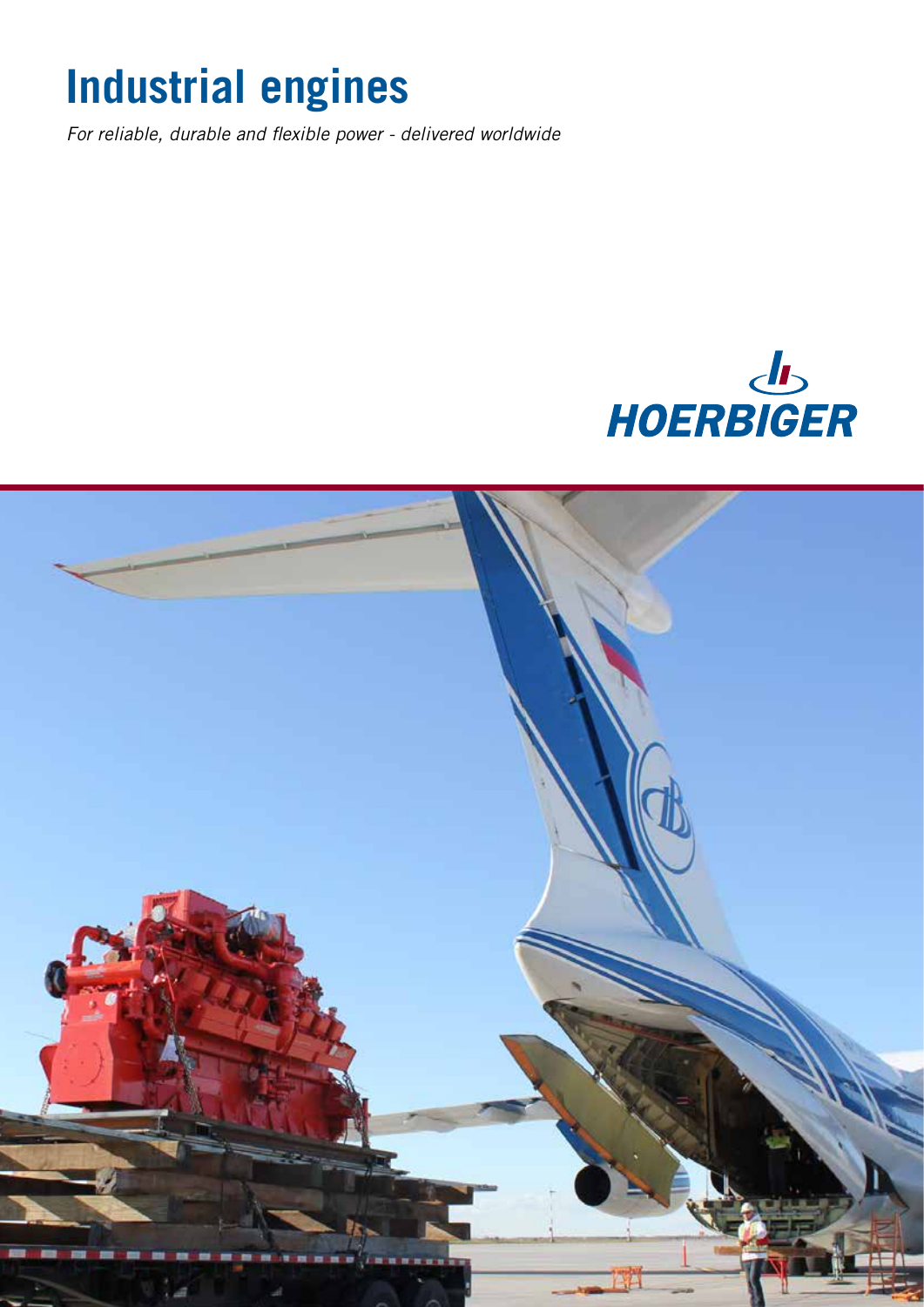# Industrial engines

*For reliable, durable and flexible power - delivered worldwide*

HOERBIGER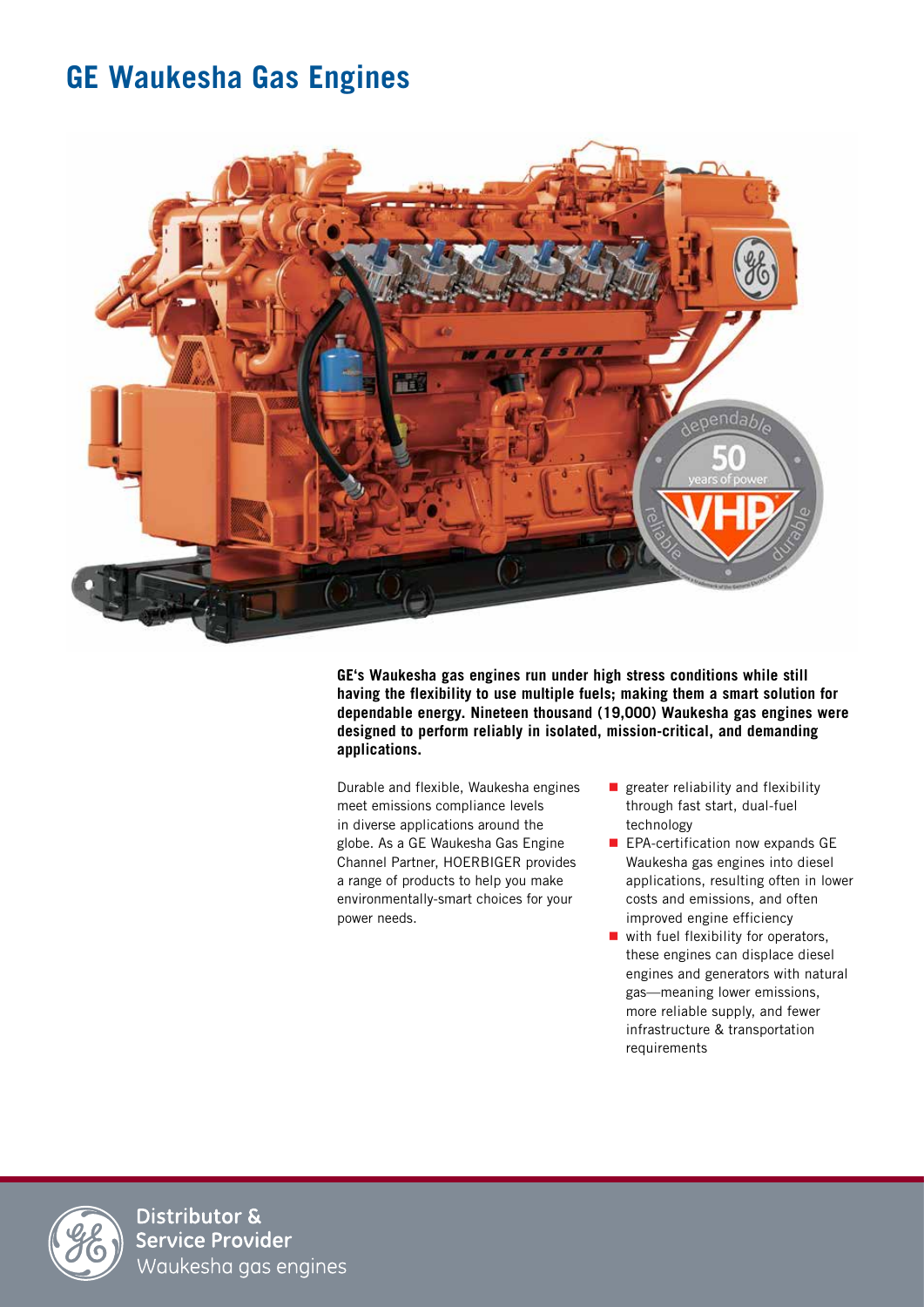# GE Waukesha Gas Engines

**GE's Waukesha gas engines run under high stress conditions while still having the flexibility to use multiple fuels; making them a smart solution for dependable energy. Nineteen thousand (19,000) Waukesha gas engines were designed to perform reliably in isolated, mission-critical, and demanding applications.**

Durable and flexible, Waukesha engines meet emissions compliance levels in diverse applications around the globe. As a GE Waukesha Gas Engine Channel Partner, HOERBIGER provides a range of products to help you make environmentally-smart choices for your power needs.

- greater reliability and flexibility through fast start, dual-fuel technology
- EPA-certification now expands GE Waukesha gas engines into diesel applications, resulting often in lower costs and emissions, and often improved engine efficiency
- with fuel flexibility for operators, these engines can displace diesel engines and generators with natural gas—meaning lower emissions, more reliable supply, and fewer infrastructure & transportation requirements

**Distributor & Service Provider**
Waukesha gas engines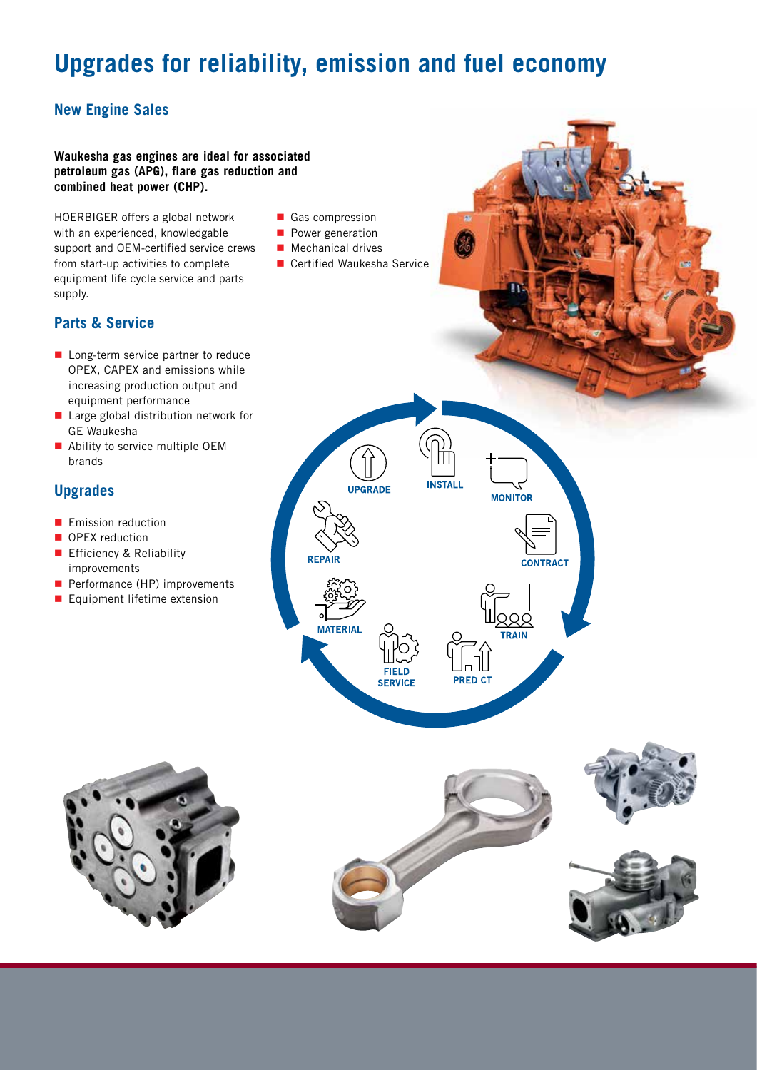# Upgrades for reliability, emission and fuel economy

## New Engine Sales

**Waukesha gas engines are ideal for associated petroleum gas (APG), flare gas reduction and combined heat power (CHP).**

HOERBIGER offers a global network with an experienced, knowledgable support and OEM-certified service crews from start-up activities to complete equipment life cycle service and parts supply.

- Gas compression
- Power generation
- Mechanical drives
- Certified Waukesha Service

## Parts & Service

- Long-term service partner to reduce OPEX, CAPEX and emissions while increasing production output and equipment performance
- Large global distribution network for GE Waukesha
- Ability to service multiple OEM brands

## Upgrades

- Emission reduction
- OPEX reduction
- Efficiency & Reliability improvements
- Performance (HP) improvements
- Equipment lifetime extension

UPGRADE · INSTALL · MONITOR · CONTRACT · TRAIN · PREDICT · FIELD SERVICE · MATERIAL · REPAIR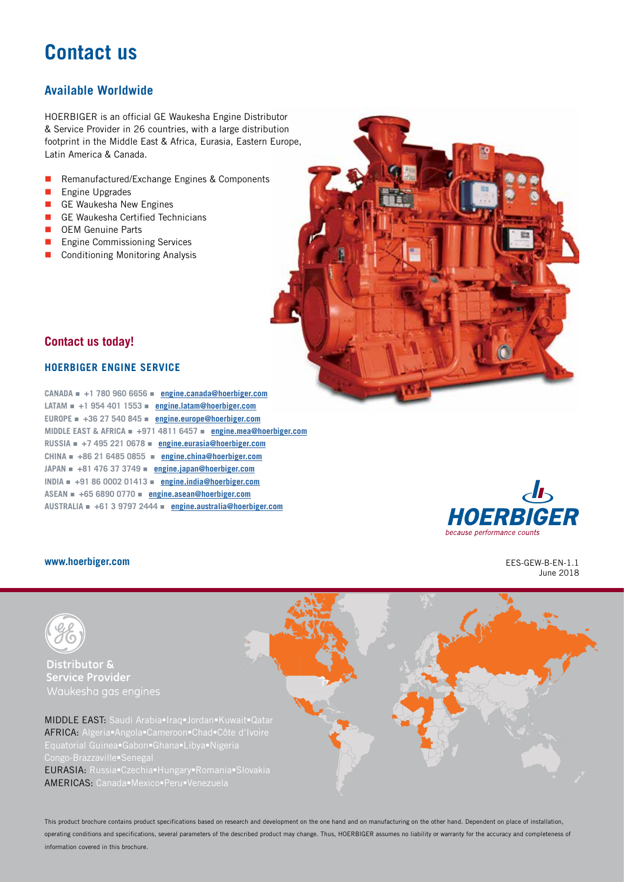# Contact us

## Available Worldwide

HOERBIGER is an official GE Waukesha Engine Distributor & Service Provider in 26 countries, with a large distribution footprint in the Middle East & Africa, Eurasia, Eastern Europe, Latin America & Canada.

- Remanufactured/Exchange Engines & Components
- Engine Upgrades
- GE Waukesha New Engines
- GE Waukesha Certified Technicians
- OEM Genuine Parts
- Engine Commissioning Services
- Conditioning Monitoring Analysis

## Contact us today!

### HOERBIGER ENGINE SERVICE

**CANADA** ■ +1 780 960 6656 ■ engine.canada@hoerbiger.com
**LATAM** ■ +1 954 401 1553 ■ engine.latam@hoerbiger.com
**EUROPE** ■ +36 27 540 845 ■ engine.europe@hoerbiger.com
**MIDDLE EAST & AFRICA** ■ +971 4811 6457 ■ engine.mea@hoerbiger.com
**RUSSIA** ■ +7 495 221 0678 ■ engine.eurasia@hoerbiger.com
**CHINA** ■ +86 21 6485 0855 ■ engine.china@hoerbiger.com
**JAPAN** ■ +81 476 37 3749 ■ engine.japan@hoerbiger.com
**INDIA** ■ +91 86 0002 01413 ■ engine.india@hoerbiger.com
**ASEAN** ■ +65 6890 0770 ■ engine.asean@hoerbiger.com
**AUSTRALIA** ■ +61 3 9797 2444 ■ engine.australia@hoerbiger.com

HOERBIGER
*because performance counts*

**www.hoerbiger.com**

EES-GEW-B-EN-1.1
June 2018

Distributor & Service Provider
Waukesha gas engines

MIDDLE EAST: Saudi Arabia▪Iraq▪Jordan▪Kuwait▪Qatar
AFRICA: Algeria▪Angola▪Cameroon▪Chad▪Côte d'Ivoire Equatorial Guinea▪Gabon▪Ghana▪Libya▪Nigeria Congo-Brazzaville▪Senegal
EURASIA: Russia▪Czechia▪Hungary▪Romania▪Slovakia
AMERICAS: Canada▪Mexico▪Peru▪Venezuela

This product brochure contains product specifications based on research and development on the one hand and on manufacturing on the other hand. Dependent on place of installation, operating conditions and specifications, several parameters of the described product may change. Thus, HOERBIGER assumes no liability or warranty for the accuracy and completeness of information covered in this brochure.